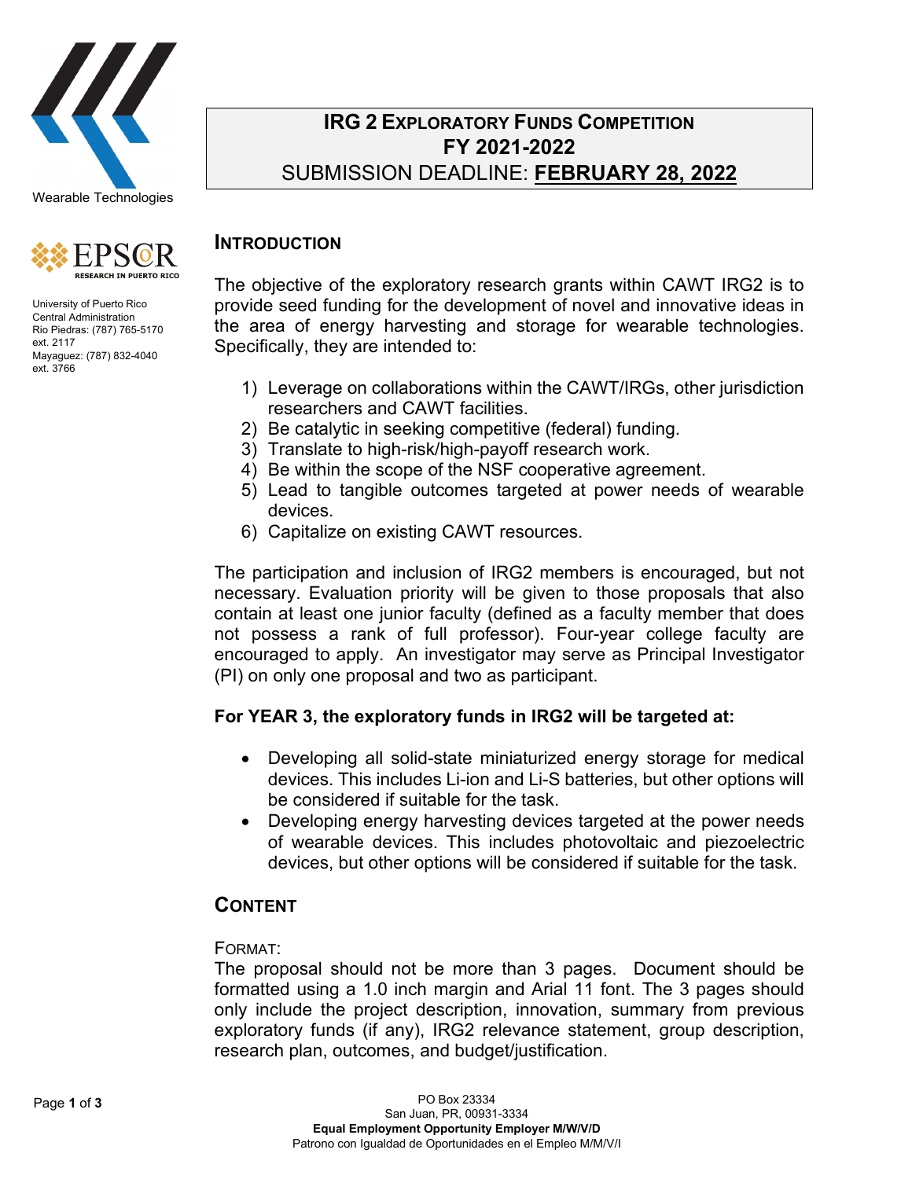Wearable Technologies

University of Puerto Rico
Central Administration
Rio Piedras: (787) 765-5170 ext. 2117
Mayaguez: (787) 832-4040 ext. 3766

# IRG 2 Exploratory Funds Competition
# FY 2021-2022
## SUBMISSION DEADLINE: **FEBRUARY 28, 2022**

## Introduction

The objective of the exploratory research grants within CAWT IRG2 is to provide seed funding for the development of novel and innovative ideas in the area of energy harvesting and storage for wearable technologies. Specifically, they are intended to:

1) Leverage on collaborations within the CAWT/IRGs, other jurisdiction researchers and CAWT facilities.
2) Be catalytic in seeking competitive (federal) funding.
3) Translate to high-risk/high-payoff research work.
4) Be within the scope of the NSF cooperative agreement.
5) Lead to tangible outcomes targeted at power needs of wearable devices.
6) Capitalize on existing CAWT resources.

The participation and inclusion of IRG2 members is encouraged, but not necessary. Evaluation priority will be given to those proposals that also contain at least one junior faculty (defined as a faculty member that does not possess a rank of full professor). Four-year college faculty are encouraged to apply. An investigator may serve as Principal Investigator (PI) on only one proposal and two as participant.

**For YEAR 3, the exploratory funds in IRG2 will be targeted at:**

- Developing all solid-state miniaturized energy storage for medical devices. This includes Li-ion and Li-S batteries, but other options will be considered if suitable for the task.
- Developing energy harvesting devices targeted at the power needs of wearable devices. This includes photovoltaic and piezoelectric devices, but other options will be considered if suitable for the task.

## Content

Format:
The proposal should not be more than 3 pages. Document should be formatted using a 1.0 inch margin and Arial 11 font. The 3 pages should only include the project description, innovation, summary from previous exploratory funds (if any), IRG2 relevance statement, group description, research plan, outcomes, and budget/justification.

PO Box 23334
San Juan, PR, 00931-3334
**Equal Employment Opportunity Employer M/W/V/D**
Patrono con Igualdad de Oportunidades en el Empleo M/M/V/I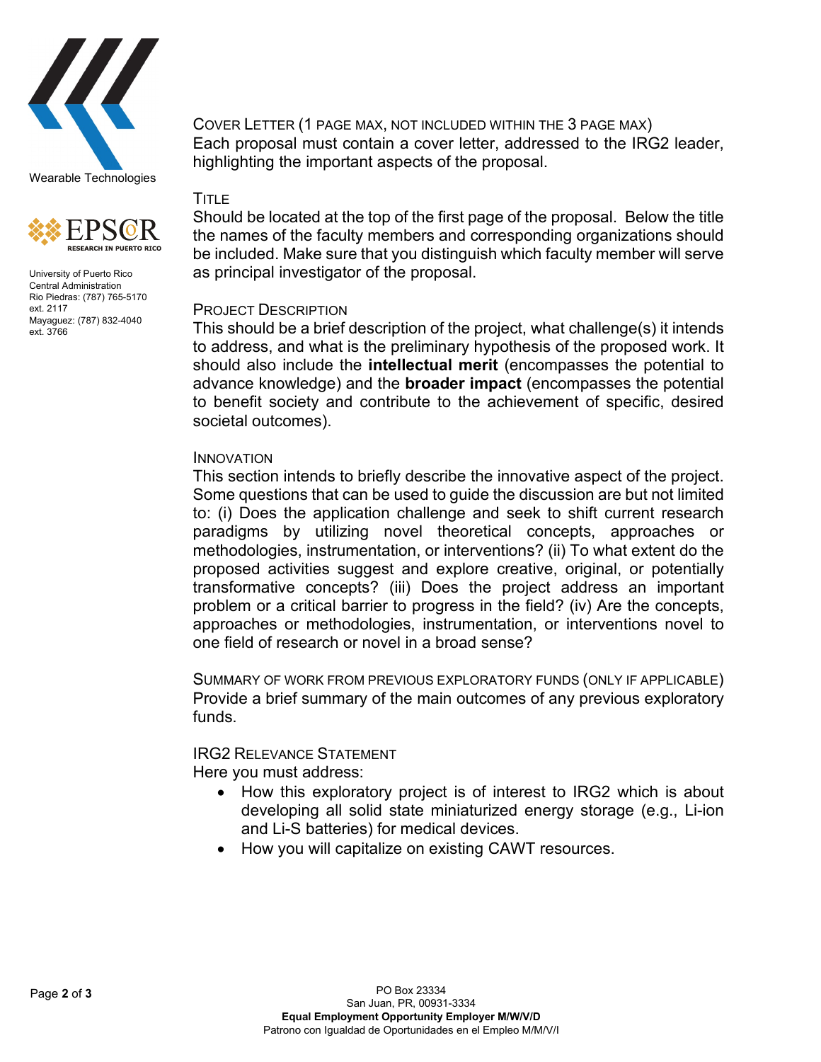## Cover Letter (1 page max, not included within the 3 page max)

Each proposal must contain a cover letter, addressed to the IRG2 leader, highlighting the important aspects of the proposal.

## Title

Should be located at the top of the first page of the proposal. Below the title the names of the faculty members and corresponding organizations should be included. Make sure that you distinguish which faculty member will serve as principal investigator of the proposal.

## Project Description

This should be a brief description of the project, what challenge(s) it intends to address, and what is the preliminary hypothesis of the proposed work. It should also include the **intellectual merit** (encompasses the potential to advance knowledge) and the **broader impact** (encompasses the potential to benefit society and contribute to the achievement of specific, desired societal outcomes).

## Innovation

This section intends to briefly describe the innovative aspect of the project. Some questions that can be used to guide the discussion are but not limited to: (i) Does the application challenge and seek to shift current research paradigms by utilizing novel theoretical concepts, approaches or methodologies, instrumentation, or interventions? (ii) To what extent do the proposed activities suggest and explore creative, original, or potentially transformative concepts? (iii) Does the project address an important problem or a critical barrier to progress in the field? (iv) Are the concepts, approaches or methodologies, instrumentation, or interventions novel to one field of research or novel in a broad sense?

## Summary of Work from Previous Exploratory Funds (only if applicable)

Provide a brief summary of the main outcomes of any previous exploratory funds.

## IRG2 Relevance Statement

Here you must address:

- How this exploratory project is of interest to IRG2 which is about developing all solid state miniaturized energy storage (e.g., Li-ion and Li-S batteries) for medical devices.
- How you will capitalize on existing CAWT resources.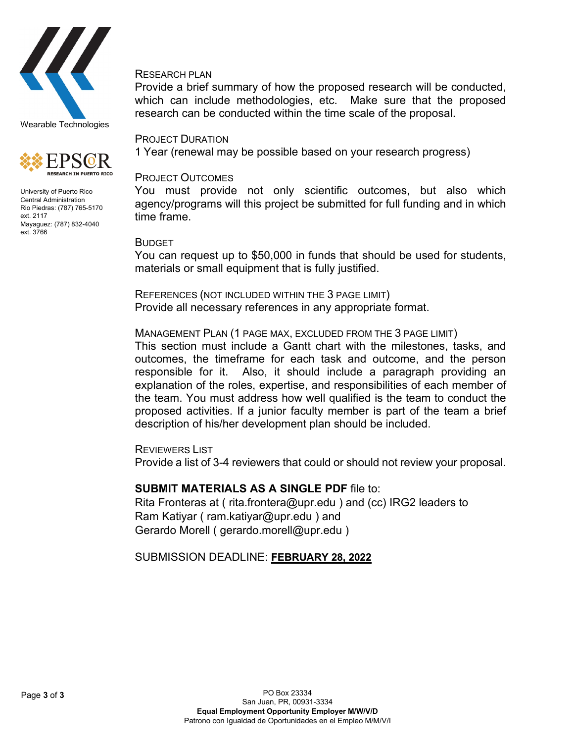Wearable Technologies

EPSCoR RESEARCH IN PUERTO RICO

University of Puerto Rico
Central Administration
Rio Piedras: (787) 765-5170 ext. 2117
Mayaguez: (787) 832-4040 ext. 3766

### Research Plan

Provide a brief summary of how the proposed research will be conducted, which can include methodologies, etc. Make sure that the proposed research can be conducted within the time scale of the proposal.

### Project Duration

1 Year (renewal may be possible based on your research progress)

### Project Outcomes

You must provide not only scientific outcomes, but also which agency/programs will this project be submitted for full funding and in which time frame.

### Budget

You can request up to $50,000 in funds that should be used for students, materials or small equipment that is fully justified.

### References (not included within the 3 page limit)

Provide all necessary references in any appropriate format.

### Management Plan (1 page max, excluded from the 3 page limit)

This section must include a Gantt chart with the milestones, tasks, and outcomes, the timeframe for each task and outcome, and the person responsible for it. Also, it should include a paragraph providing an explanation of the roles, expertise, and responsibilities of each member of the team. You must address how well qualified is the team to conduct the proposed activities. If a junior faculty member is part of the team a brief description of his/her development plan should be included.

### Reviewers List

Provide a list of 3-4 reviewers that could or should not review your proposal.

**SUBMIT MATERIALS AS A SINGLE PDF** file to:
Rita Fronteras at ( rita.frontera@upr.edu ) and (cc) IRG2 leaders to
Ram Katiyar ( ram.katiyar@upr.edu ) and
Gerardo Morell ( gerardo.morell@upr.edu )

SUBMISSION DEADLINE: **FEBRUARY 28, 2022**

PO Box 23334
San Juan, PR, 00931-3334
**Equal Employment Opportunity Employer M/W/V/D**
Patrono con Igualdad de Oportunidades en el Empleo M/M/V/I